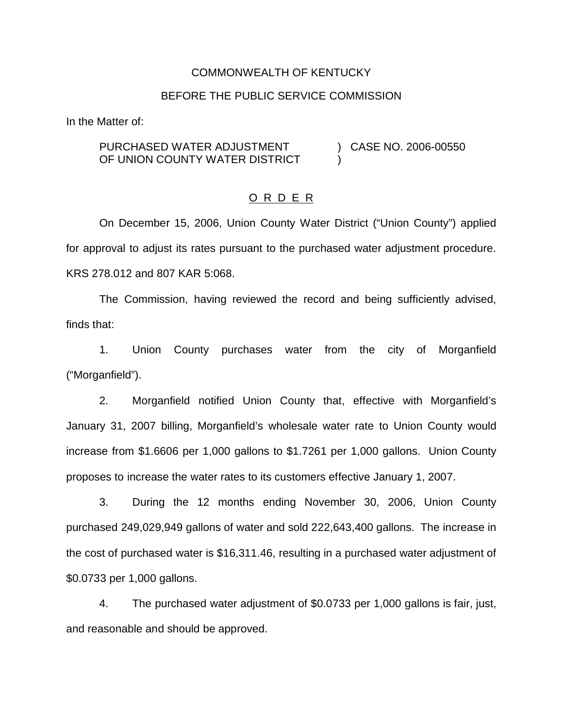COMMONWEALTH OF KENTUCKY

BEFORE THE PUBLIC SERVICE COMMISSION

In the Matter of:

PURCHASED WATER ADJUSTMENT OF UNION COUNTY WATER DISTRICT ) CASE NO. 2006-00550

O R D E R

On December 15, 2006, Union County Water District ("Union County") applied for approval to adjust its rates pursuant to the purchased water adjustment procedure. KRS 278.012 and 807 KAR 5:068.

The Commission, having reviewed the record and being sufficiently advised, finds that:

1. Union County purchases water from the city of Morganfield ("Morganfield").

2. Morganfield notified Union County that, effective with Morganfield's January 31, 2007 billing, Morganfield's wholesale water rate to Union County would increase from $1.6606 per 1,000 gallons to $1.7261 per 1,000 gallons. Union County proposes to increase the water rates to its customers effective January 1, 2007.

3. During the 12 months ending November 30, 2006, Union County purchased 249,029,949 gallons of water and sold 222,643,400 gallons. The increase in the cost of purchased water is $16,311.46, resulting in a purchased water adjustment of $0.0733 per 1,000 gallons.

4. The purchased water adjustment of $0.0733 per 1,000 gallons is fair, just, and reasonable and should be approved.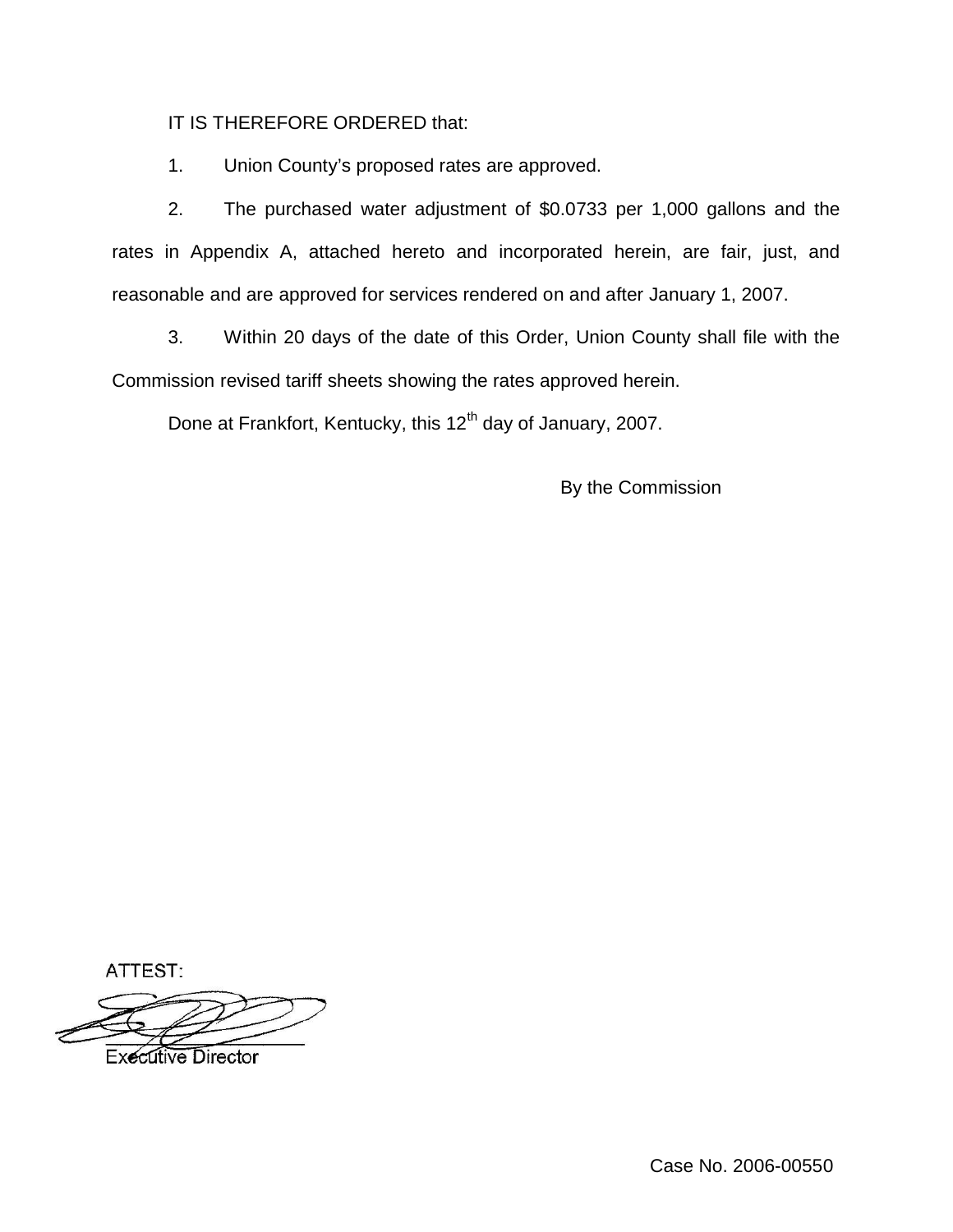IT IS THEREFORE ORDERED that:

1. Union County's proposed rates are approved.

2. The purchased water adjustment of $0.0733 per 1,000 gallons and the rates in Appendix A, attached hereto and incorporated herein, are fair, just, and reasonable and are approved for services rendered on and after January 1, 2007.

3. Within 20 days of the date of this Order, Union County shall file with the Commission revised tariff sheets showing the rates approved herein.

Done at Frankfort, Kentucky, this 12th day of January, 2007.

By the Commission

ATTEST:

Executive Director

Case No. 2006-00550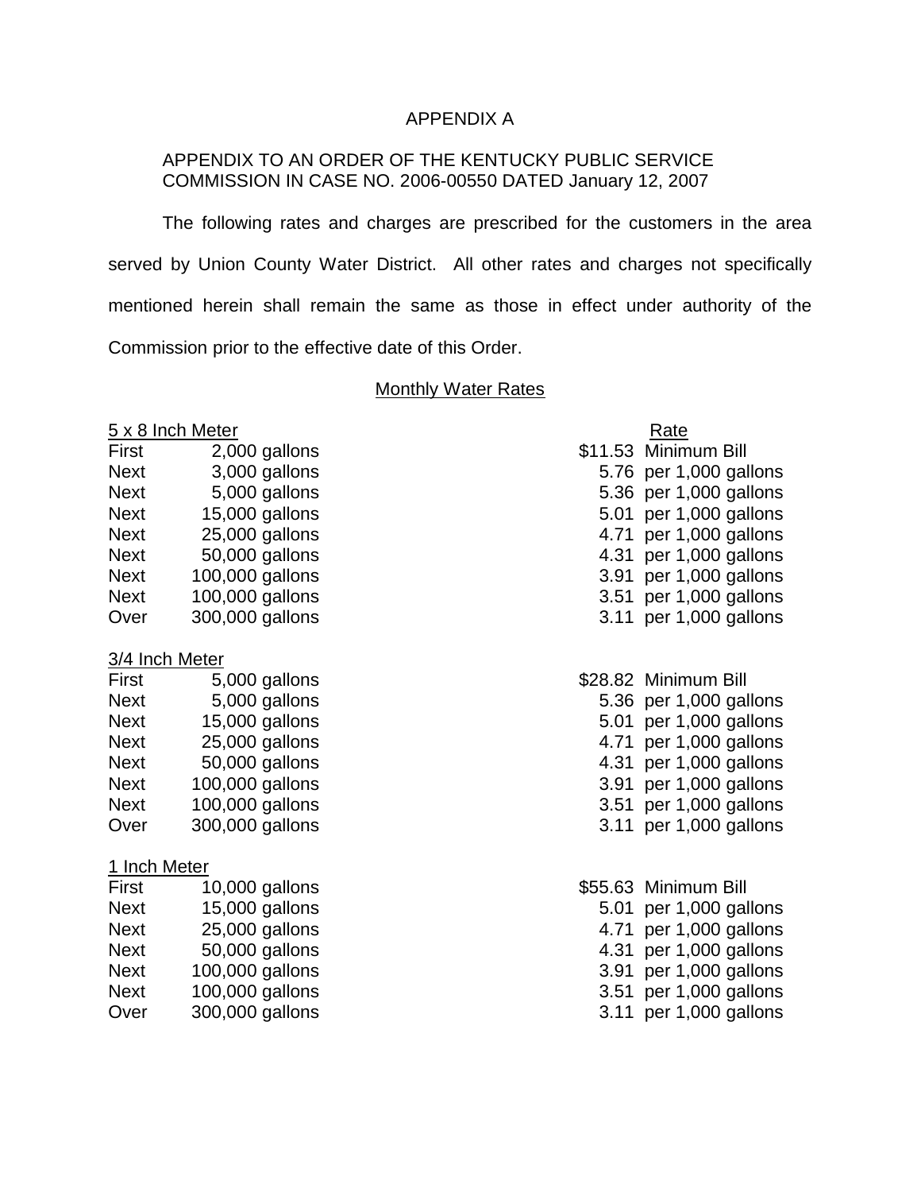APPENDIX A

APPENDIX TO AN ORDER OF THE KENTUCKY PUBLIC SERVICE COMMISSION IN CASE NO. 2006-00550 DATED January 12, 2007

The following rates and charges are prescribed for the customers in the area served by Union County Water District. All other rates and charges not specifically mentioned herein shall remain the same as those in effect under authority of the Commission prior to the effective date of this Order.

Monthly Water Rates

| 5 x 8 Inch Meter | | Rate |
|---|---|---|
| First | 2,000 gallons | $11.53 Minimum Bill |
| Next | 3,000 gallons | 5.76 per 1,000 gallons |
| Next | 5,000 gallons | 5.36 per 1,000 gallons |
| Next | 15,000 gallons | 5.01 per 1,000 gallons |
| Next | 25,000 gallons | 4.71 per 1,000 gallons |
| Next | 50,000 gallons | 4.31 per 1,000 gallons |
| Next | 100,000 gallons | 3.91 per 1,000 gallons |
| Next | 100,000 gallons | 3.51 per 1,000 gallons |
| Over | 300,000 gallons | 3.11 per 1,000 gallons |

| 3/4 Inch Meter | | |
|---|---|---|
| First | 5,000 gallons | $28.82 Minimum Bill |
| Next | 5,000 gallons | 5.36 per 1,000 gallons |
| Next | 15,000 gallons | 5.01 per 1,000 gallons |
| Next | 25,000 gallons | 4.71 per 1,000 gallons |
| Next | 50,000 gallons | 4.31 per 1,000 gallons |
| Next | 100,000 gallons | 3.91 per 1,000 gallons |
| Next | 100,000 gallons | 3.51 per 1,000 gallons |
| Over | 300,000 gallons | 3.11 per 1,000 gallons |

| 1 Inch Meter | | |
|---|---|---|
| First | 10,000 gallons | $55.63 Minimum Bill |
| Next | 15,000 gallons | 5.01 per 1,000 gallons |
| Next | 25,000 gallons | 4.71 per 1,000 gallons |
| Next | 50,000 gallons | 4.31 per 1,000 gallons |
| Next | 100,000 gallons | 3.91 per 1,000 gallons |
| Next | 100,000 gallons | 3.51 per 1,000 gallons |
| Over | 300,000 gallons | 3.11 per 1,000 gallons |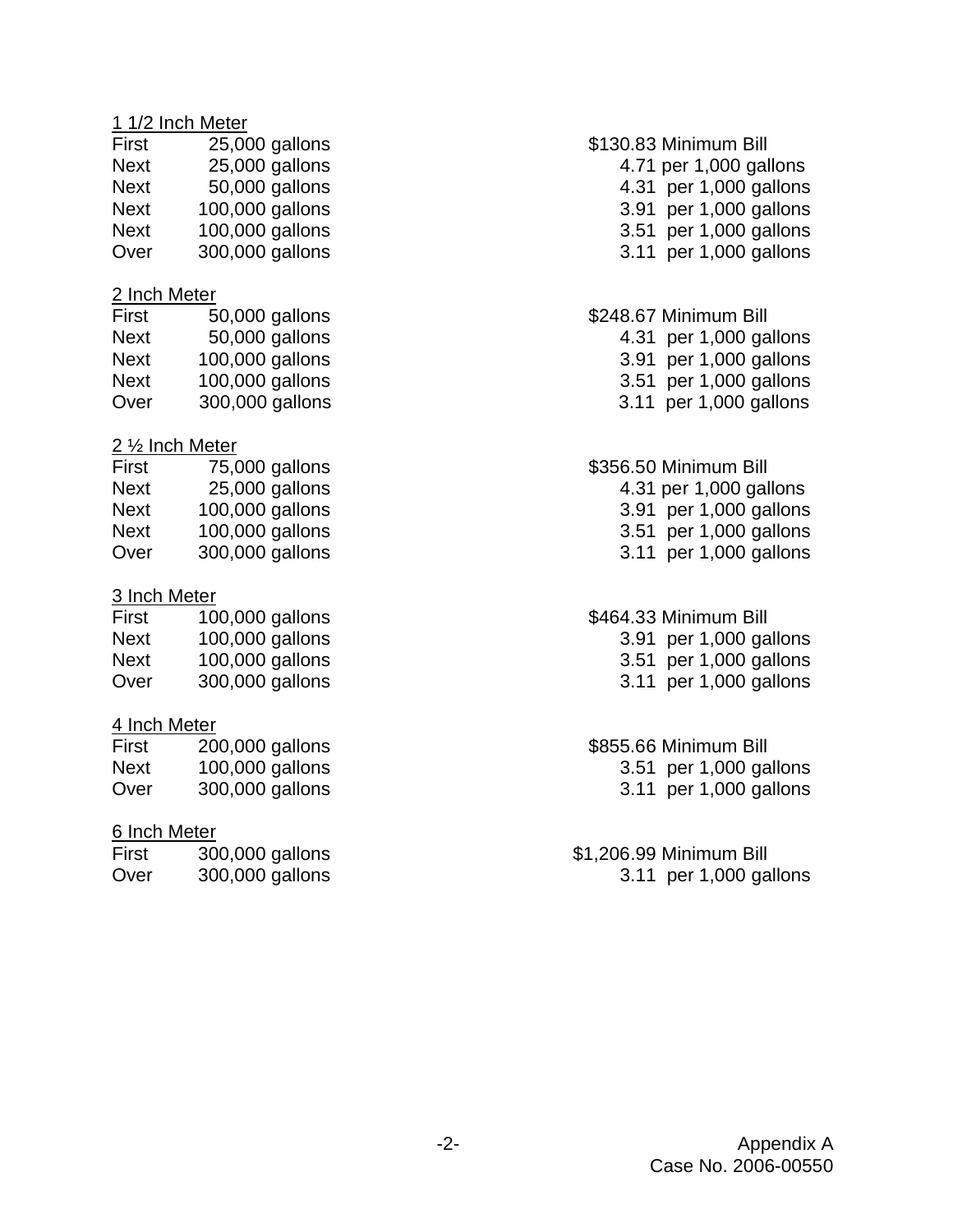1 1/2 Inch Meter

| | | |
|---|---|---|
| First | 25,000 gallons | $130.83 Minimum Bill |
| Next | 25,000 gallons | 4.71 per 1,000 gallons |
| Next | 50,000 gallons | 4.31 per 1,000 gallons |
| Next | 100,000 gallons | 3.91 per 1,000 gallons |
| Next | 100,000 gallons | 3.51 per 1,000 gallons |
| Over | 300,000 gallons | 3.11 per 1,000 gallons |

2 Inch Meter

| | | |
|---|---|---|
| First | 50,000 gallons | $248.67 Minimum Bill |
| Next | 50,000 gallons | 4.31 per 1,000 gallons |
| Next | 100,000 gallons | 3.91 per 1,000 gallons |
| Next | 100,000 gallons | 3.51 per 1,000 gallons |
| Over | 300,000 gallons | 3.11 per 1,000 gallons |

2 ½ Inch Meter

| | | |
|---|---|---|
| First | 75,000 gallons | $356.50 Minimum Bill |
| Next | 25,000 gallons | 4.31 per 1,000 gallons |
| Next | 100,000 gallons | 3.91 per 1,000 gallons |
| Next | 100,000 gallons | 3.51 per 1,000 gallons |
| Over | 300,000 gallons | 3.11 per 1,000 gallons |

3 Inch Meter

| | | |
|---|---|---|
| First | 100,000 gallons | $464.33 Minimum Bill |
| Next | 100,000 gallons | 3.91 per 1,000 gallons |
| Next | 100,000 gallons | 3.51 per 1,000 gallons |
| Over | 300,000 gallons | 3.11 per 1,000 gallons |

4 Inch Meter

| | | |
|---|---|---|
| First | 200,000 gallons | $855.66 Minimum Bill |
| Next | 100,000 gallons | 3.51 per 1,000 gallons |
| Over | 300,000 gallons | 3.11 per 1,000 gallons |

6 Inch Meter

| | | |
|---|---|---|
| First | 300,000 gallons | $1,206.99 Minimum Bill |
| Over | 300,000 gallons | 3.11 per 1,000 gallons |

Appendix A
Case No. 2006-00550